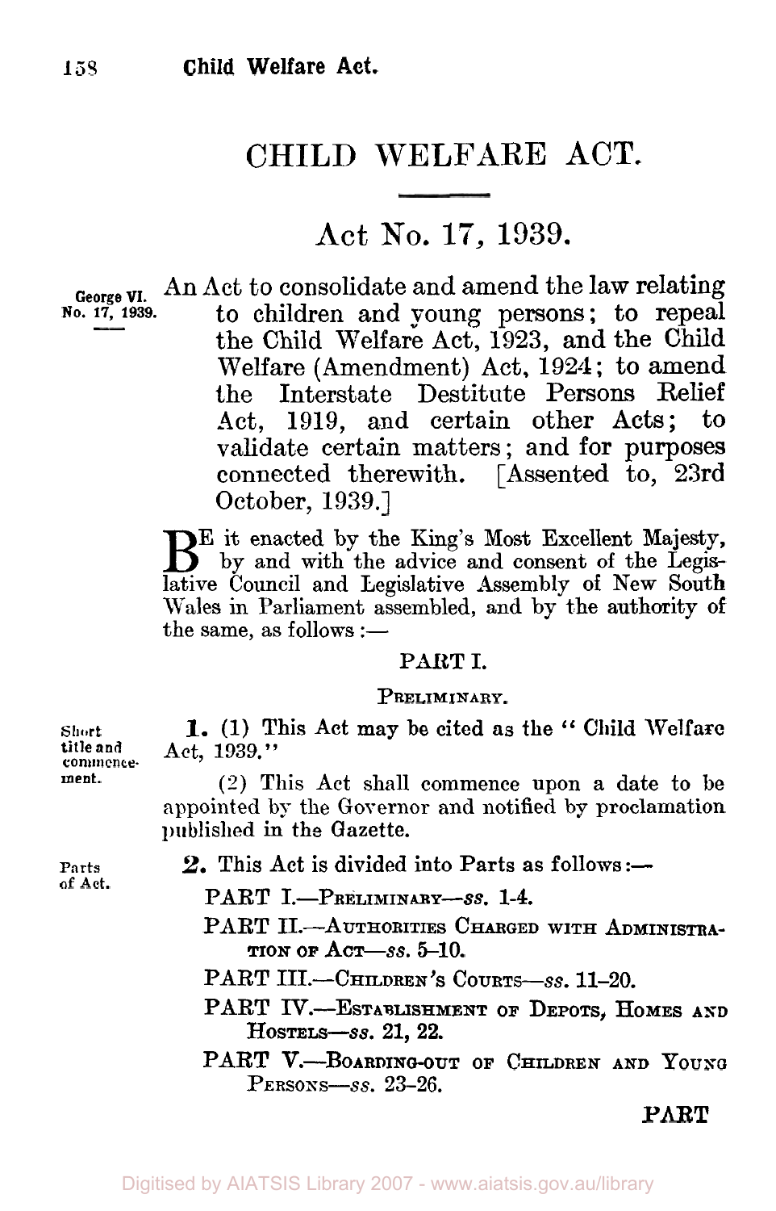# CHILD WELFARE ACT.

## Act No. 17, 1939.

George VI. No. 17, 1939.

An Act to consolidate and amend the law relating to children and young persons; to repeal the Child Welfare Act, 1923, and the Child Welfare (Amendment) Act, 1924; to amend the Interstate Destitute Persons Relief Act, 1919, and certain other Acts; to validate certain matters; and for purposes connected therewith. [Assented to, 23rd October, 1939.]

BE it enacted by the King's Most Excellent Majesty, by and with the advice and consent of the Legislative Council and Legislative Assembly of New South Wales in Parliament assembled, and by the authority of the same, as follows:—

### PART I.

#### PRELIMINARY.

*Short title and commencement.*

**1.** (1) This Act may be cited as the "Child Welfare Act, 1939."

(2) This Act shall commence upon a date to be appointed by the Governor and notified by proclamation published in the Gazette.

*Parts of Act.*

**2.** This Act is divided into Parts as follows:—

PART I.—PRELIMINARY—*ss.* 1-4.

PART II.—AUTHORITIES CHARGED WITH ADMINISTRATION OF ACT—*ss.* 5-10.

PART III.—CHILDREN'S COURTS—*ss.* 11-20.

PART IV.—ESTABLISHMENT OF DEPOTS, HOMES AND HOSTELS—*ss.* 21, 22.

PART V.—BOARDING-OUT OF CHILDREN AND YOUNG PERSONS—*ss.* 23-26.

PART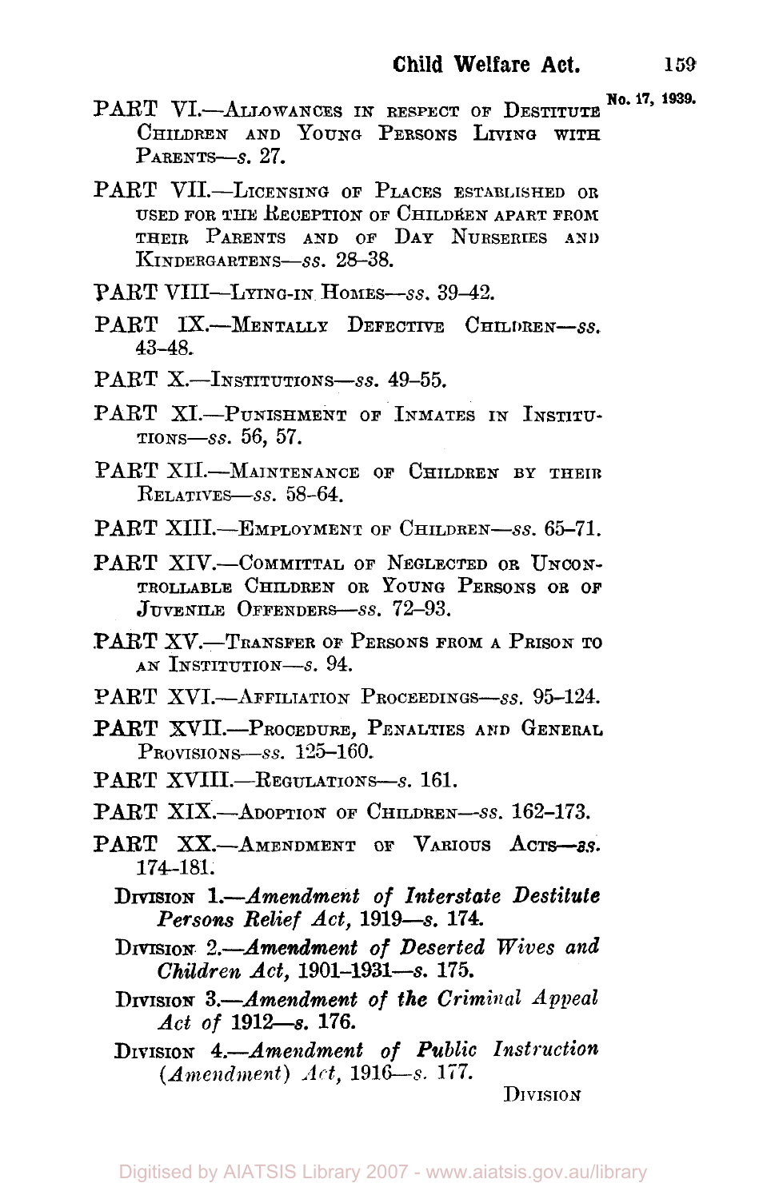PART VI.—ALLOWANCES IN RESPECT OF DESTITUTE CHILDREN AND YOUNG PERSONS LIVING WITH PARENTS—*s*. 27.

PART VII.—LICENSING OF PLACES ESTABLISHED OR USED FOR THE RECEPTION OF CHILDREN APART FROM THEIR PARENTS AND OF DAY NURSERIES AND KINDERGARTENS—*ss*. 28–38.

PART VIII—LYING-IN HOMES—*ss*. 39–42.

PART IX.—MENTALLY DEFECTIVE CHILDREN—*ss*. 43–48.

PART X.—INSTITUTIONS—*ss*. 49–55.

PART XI.—PUNISHMENT OF INMATES IN INSTITUTIONS—*ss*. 56, 57.

PART XII.—MAINTENANCE OF CHILDREN BY THEIR RELATIVES—*ss*. 58–64.

PART XIII.—EMPLOYMENT OF CHILDREN—*ss*. 65–71.

PART XIV.—COMMITTAL OF NEGLECTED OR UNCONTROLLABLE CHILDREN OR YOUNG PERSONS OR OF JUVENILE OFFENDERS—*ss*. 72–93.

PART XV.—TRANSFER OF PERSONS FROM A PRISON TO AN INSTITUTION—*s*. 94.

PART XVI.—AFFILIATION PROCEEDINGS—*ss*. 95–124.

PART XVII.—PROCEDURE, PENALTIES AND GENERAL PROVISIONS—*ss*. 125–160.

PART XVIII.—REGULATIONS—*s*. 161.

PART XIX.—ADOPTION OF CHILDREN—*ss*. 162–173.

PART XX.—AMENDMENT OF VARIOUS ACTS—*ss*. 174–181.

DIVISION 1.—*Amendment of Interstate Destitute Persons Relief Act*, 1919—*s*. 174.

DIVISION 2.—*Amendment of Deserted Wives and Children Act*, 1901–1931—*s*. 175.

DIVISION 3.—*Amendment of the Criminal Appeal Act of* 1912—*s*. 176.

DIVISION 4.—*Amendment of Public Instruction (Amendment) Act*, 1916—*s*. 177.

DIVISION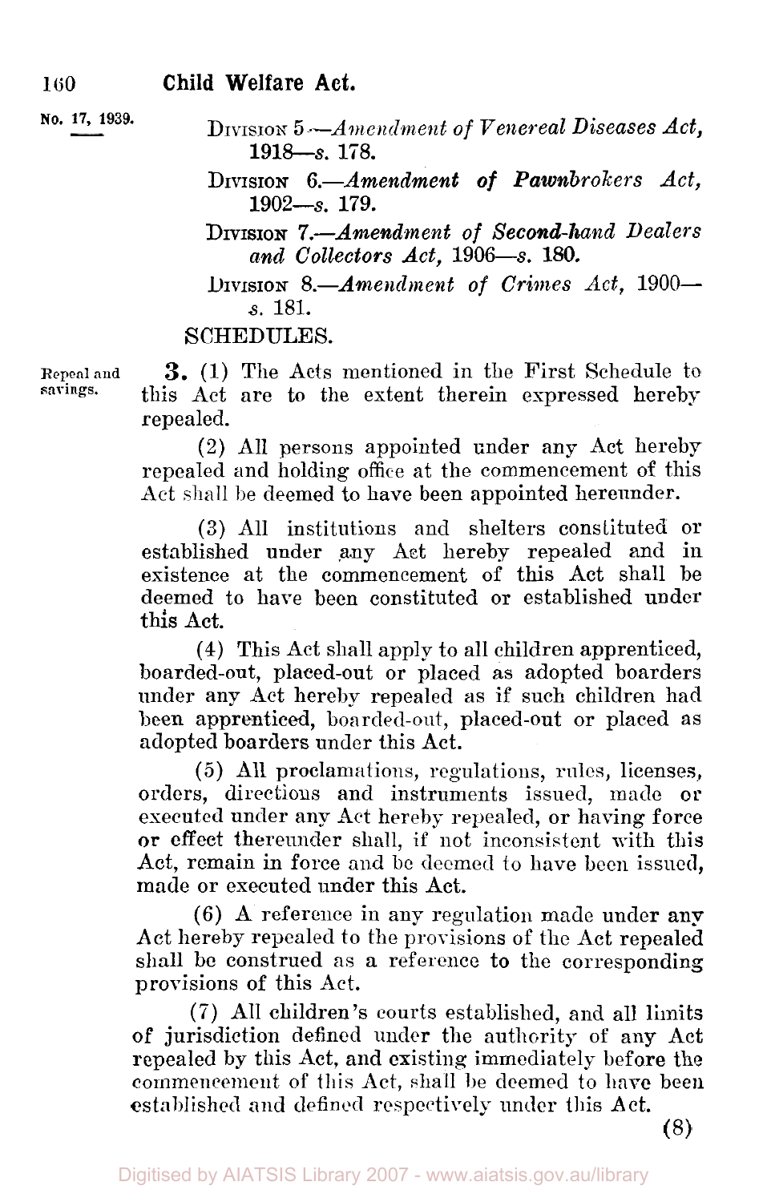No. 17, 1939.

DIVISION 5.—*Amendment of Venereal Diseases Act,* 1918—*s.* 178.

DIVISION 6.—*Amendment of Pawnbrokers Act,* 1902—*s.* 179.

DIVISION 7.—*Amendment of Second-hand Dealers and Collectors Act,* 1906—*s.* 180.

DIVISION 8.—*Amendment of Crimes Act,* 1900—*s.* 181.

SCHEDULES.

Repeal and savings.

**3.** (1) The Acts mentioned in the First Schedule to this Act are to the extent therein expressed hereby repealed.

(2) All persons appointed under any Act hereby repealed and holding office at the commencement of this Act shall be deemed to have been appointed hereunder.

(3) All institutions and shelters constituted or established under any Act hereby repealed and in existence at the commencement of this Act shall be deemed to have been constituted or established under this Act.

(4) This Act shall apply to all children apprenticed, boarded-out, placed-out or placed as adopted boarders under any Act hereby repealed as if such children had been apprenticed, boarded-out, placed-out or placed as adopted boarders under this Act.

(5) All proclamations, regulations, rules, licenses, orders, directions and instruments issued, made or executed under any Act hereby repealed, or having force or effect thereunder shall, if not inconsistent with this Act, remain in force and be deemed to have been issued, made or executed under this Act.

(6) A reference in any regulation made under any Act hereby repealed to the provisions of the Act repealed shall be construed as a reference to the corresponding provisions of this Act.

(7) All children's courts established, and all limits of jurisdiction defined under the authority of any Act repealed by this Act, and existing immediately before the commencement of this Act, shall be deemed to have been established and defined respectively under this Act.

(8)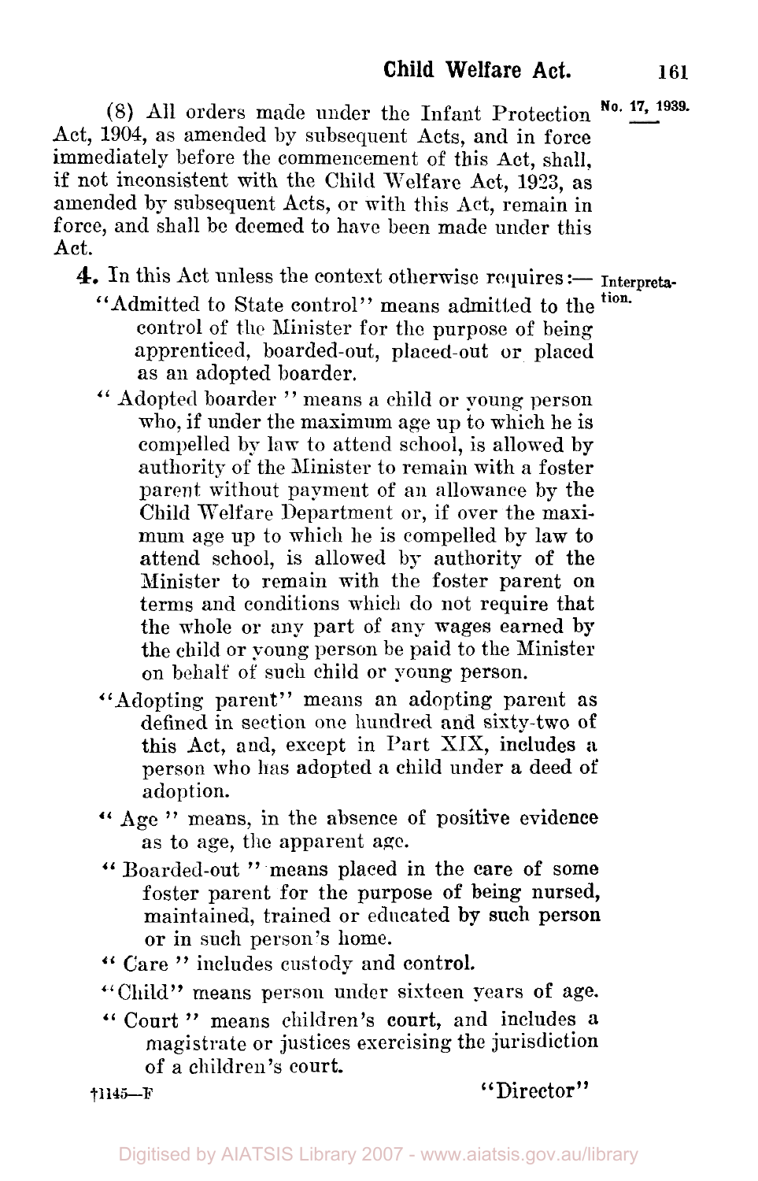(8) All orders made under the Infant Protection Act, 1904, as amended by subsequent Acts, and in force immediately before the commencement of this Act, shall, if not inconsistent with the Child Welfare Act, 1923, as amended by subsequent Acts, or with this Act, remain in force, and shall be deemed to have been made under this Act.

**4.** In this Act unless the context otherwise requires:— Interpretation.

"Admitted to State control" means admitted to the control of the Minister for the purpose of being apprenticed, boarded-out, placed-out or placed as an adopted boarder.

"Adopted boarder" means a child or young person who, if under the maximum age up to which he is compelled by law to attend school, is allowed by authority of the Minister to remain with a foster parent without payment of an allowance by the Child Welfare Department or, if over the maximum age up to which he is compelled by law to attend school, is allowed by authority of the Minister to remain with the foster parent on terms and conditions which do not require that the whole or any part of any wages earned by the child or young person be paid to the Minister on behalf of such child or young person.

"Adopting parent" means an adopting parent as defined in section one hundred and sixty-two of this Act, and, except in Part XIX, includes a person who has adopted a child under a deed of adoption.

"Age" means, in the absence of positive evidence as to age, the apparent age.

"Boarded-out" means placed in the care of some foster parent for the purpose of being nursed, maintained, trained or educated by such person or in such person's home.

"Care" includes custody and control.

"Child" means person under sixteen years of age.

"Court" means children's court, and includes a magistrate or justices exercising the jurisdiction of a children's court.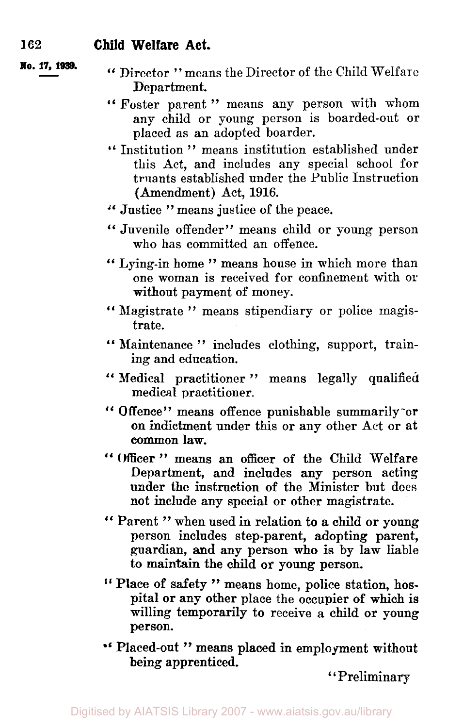No. 17, 1939.

"Director" means the Director of the Child Welfare Department.

"Foster parent" means any person with whom any child or young person is boarded-out or placed as an adopted boarder.

"Institution" means institution established under this Act, and includes any special school for truants established under the Public Instruction (Amendment) Act, 1916.

"Justice" means justice of the peace.

"Juvenile offender" means child or young person who has committed an offence.

"Lying-in home" means house in which more than one woman is received for confinement with or without payment of money.

"Magistrate" means stipendiary or police magistrate.

"Maintenance" includes clothing, support, training and education.

"Medical practitioner" means legally qualified medical practitioner.

"Offence" means offence punishable summarily or on indictment under this or any other Act or at common law.

"Officer" means an officer of the Child Welfare Department, and includes any person acting under the instruction of the Minister but does not include any special or other magistrate.

"Parent" when used in relation to a child or young person includes step-parent, adopting parent, guardian, and any person who is by law liable to maintain the child or young person.

"Place of safety" means home, police station, hospital or any other place the occupier of which is willing temporarily to receive a child or young person.

"Placed-out" means placed in employment without being apprenticed.

"Preliminary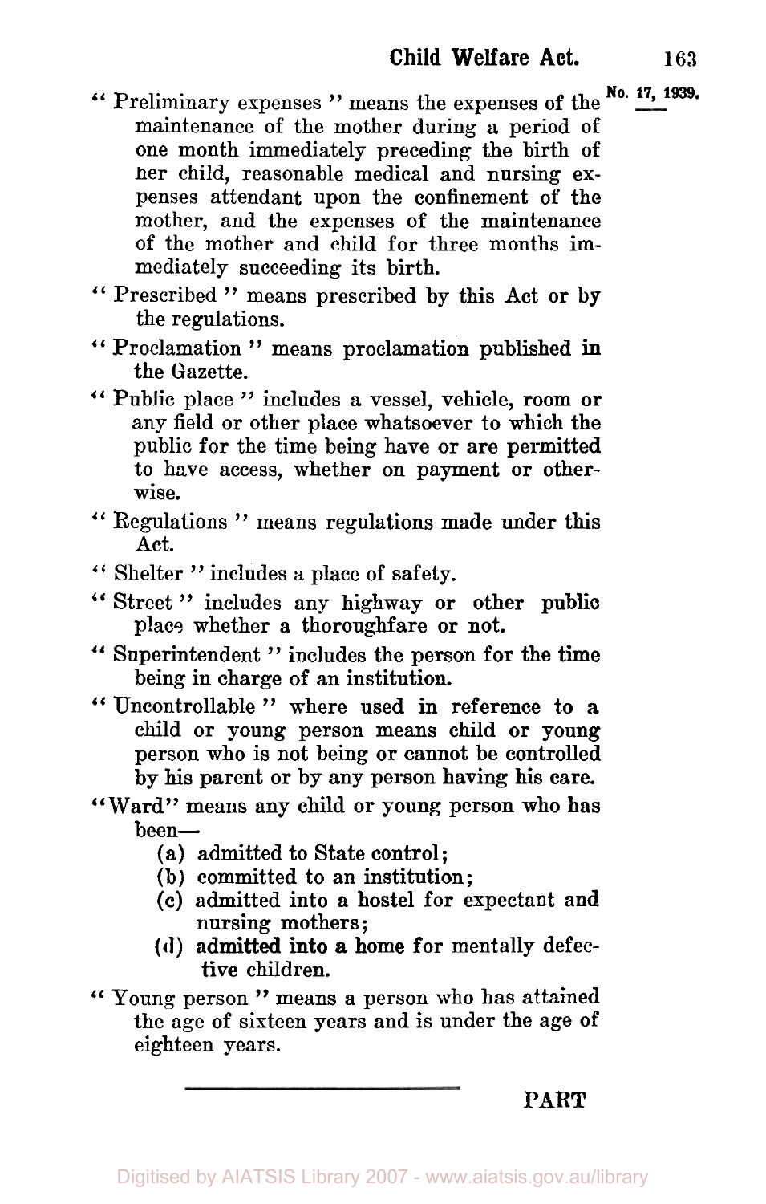"Preliminary expenses" means the expenses of the maintenance of the mother during a period of one month immediately preceding the birth of her child, reasonable medical and nursing expenses attendant upon the confinement of the mother, and the expenses of the maintenance of the mother and child for three months immediately succeeding its birth.

"Prescribed" means prescribed by this Act or by the regulations.

"Proclamation" means proclamation published in the Gazette.

"Public place" includes a vessel, vehicle, room or any field or other place whatsoever to which the public for the time being have or are permitted to have access, whether on payment or otherwise.

"Regulations" means regulations made under this Act.

"Shelter" includes a place of safety.

"Street" includes any highway or other public place whether a thoroughfare or not.

"Superintendent" includes the person for the time being in charge of an institution.

"Uncontrollable" where used in reference to a child or young person means child or young person who is not being or cannot be controlled by his parent or by any person having his care.

"Ward" means any child or young person who has been—

- (a) admitted to State control;
- (b) committed to an institution;
- (c) admitted into a hostel for expectant and nursing mothers;
- (d) admitted into a home for mentally defective children.

"Young person" means a person who has attained the age of sixteen years and is under the age of eighteen years.

---

PART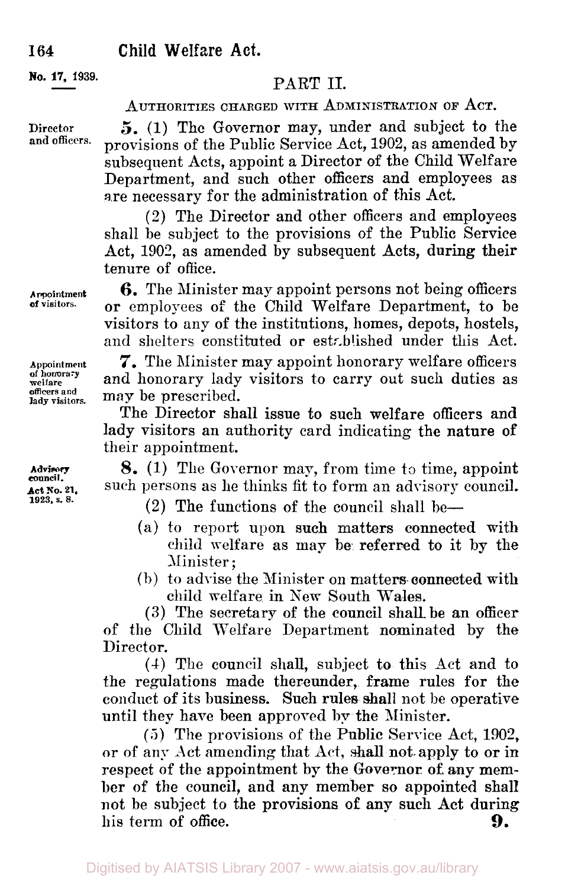No. 17, 1939.

## PART II.

### AUTHORITIES CHARGED WITH ADMINISTRATION OF ACT.

Director and officers.

**5.** (1) The Governor may, under and subject to the provisions of the Public Service Act, 1902, as amended by subsequent Acts, appoint a Director of the Child Welfare Department, and such other officers and employees as are necessary for the administration of this Act.

(2) The Director and other officers and employees shall be subject to the provisions of the Public Service Act, 1902, as amended by subsequent Acts, during their tenure of office.

Appointment of visitors.

**6.** The Minister may appoint persons not being officers or employees of the Child Welfare Department, to be visitors to any of the institutions, homes, depots, hostels, and shelters constituted or established under this Act.

Appointment of honorary welfare officers and lady visitors.

**7.** The Minister may appoint honorary welfare officers and honorary lady visitors to carry out such duties as may be prescribed.

The Director shall issue to such welfare officers and lady visitors an authority card indicating the nature of their appointment.

Advisory council. Act No. 21, 1923, s. 8.

**8.** (1) The Governor may, from time to time, appoint such persons as he thinks fit to form an advisory council.

(2) The functions of the council shall be—

(a) to report upon such matters connected with child welfare as may be referred to it by the Minister;

(b) to advise the Minister on matters connected with child welfare in New South Wales.

(3) The secretary of the council shall be an officer of the Child Welfare Department nominated by the Director.

(4) The council shall, subject to this Act and to the regulations made thereunder, frame rules for the conduct of its business. Such rules shall not be operative until they have been approved by the Minister.

(5) The provisions of the Public Service Act, 1902, or of any Act amending that Act, shall not apply to or in respect of the appointment by the Governor of any member of the council, and any member so appointed shall not be subject to the provisions of any such Act during his term of office.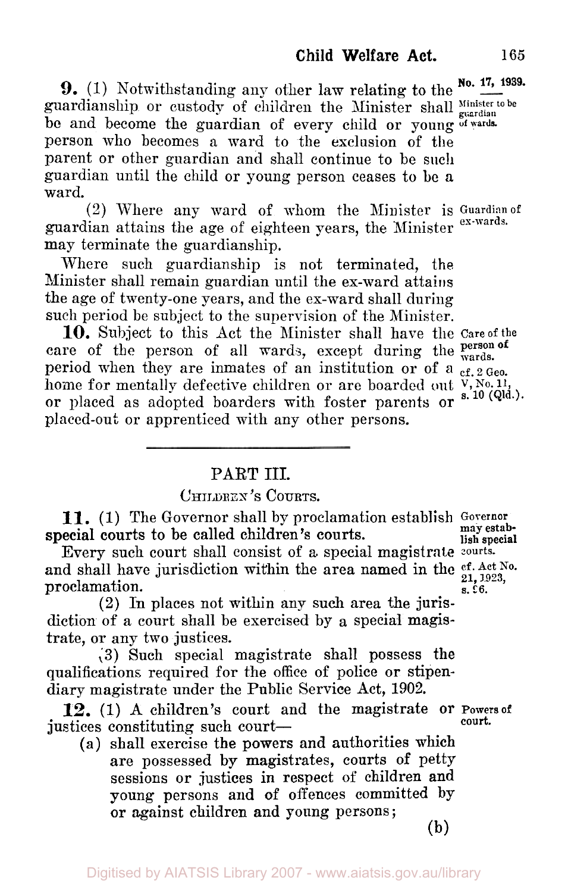**9.** (1) Notwithstanding any other law relating to the guardianship or custody of children the Minister shall be and become the guardian of every child or young person who becomes a ward to the exclusion of the parent or other guardian and shall continue to be such guardian until the child or young person ceases to be a ward.

No. 17, 1939.

Minister to be guardian of wards.

(2) Where any ward of whom the Minister is guardian attains the age of eighteen years, the Minister may terminate the guardianship.

Guardian of ex-wards.

Where such guardianship is not terminated, the Minister shall remain guardian until the ex-ward attains the age of twenty-one years, and the ex-ward shall during such period be subject to the supervision of the Minister.

**10.** Subject to this Act the Minister shall have the care of the person of all wards, except during the period when they are inmates of an institution or of a home for mentally defective children or are boarded out or placed as adopted boarders with foster parents or placed-out or apprenticed with any other persons.

Care of the person of wards. cf. 2 Geo. V, No. 11, s. 10 (Qld.).

## PART III.

### CHILDREN'S COURTS.

**11.** (1) The Governor shall by proclamation establish special courts to be called children's courts.

Governor may establish special courts. cf. Act No. 21, 1923, s. 6.

Every such court shall consist of a special magistrate and shall have jurisdiction within the area named in the proclamation.

(2) In places not within any such area the jurisdiction of a court shall be exercised by a special magistrate, or any two justices.

(3) Such special magistrate shall possess the qualifications required for the office of police or stipendiary magistrate under the Public Service Act, 1902.

**12.** (1) A children's court and the magistrate or justices constituting such court—

Powers of court.

(a) shall exercise the powers and authorities which are possessed by magistrates, courts of petty sessions or justices in respect of children and young persons and of offences committed by or against children and young persons;

(b)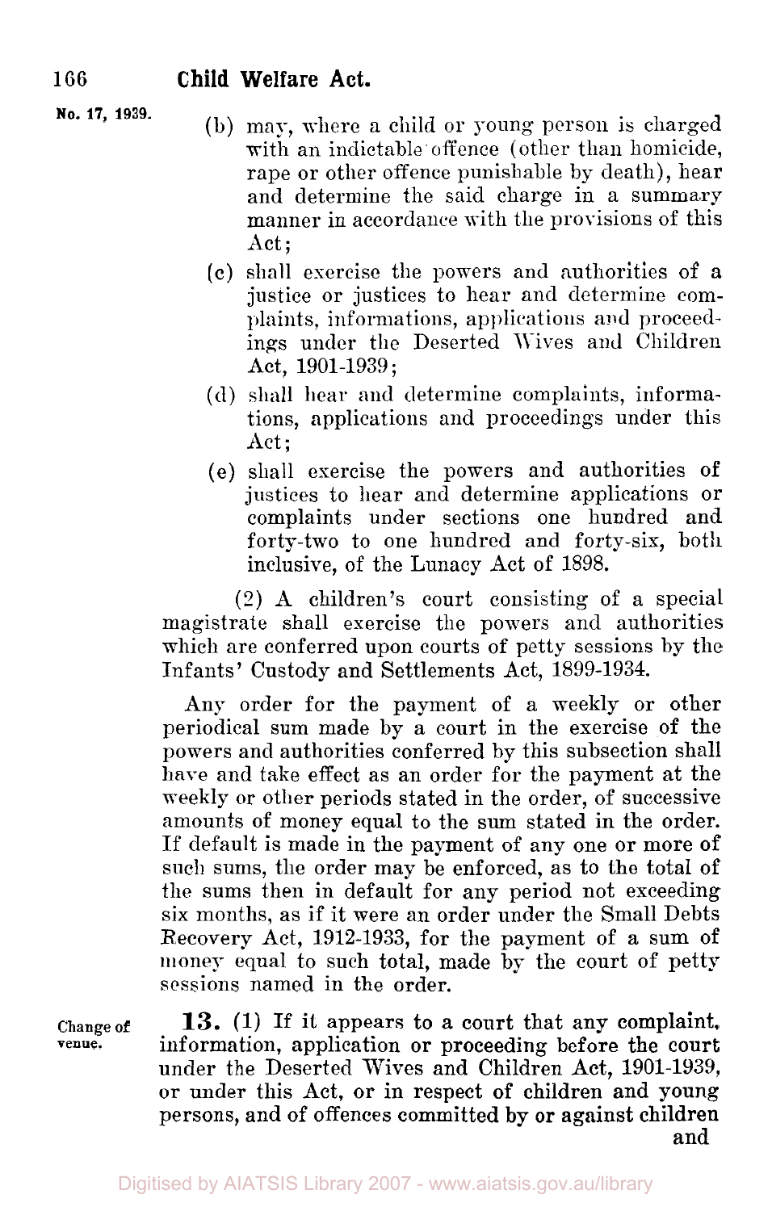(b) may, where a child or young person is charged with an indictable offence (other than homicide, rape or other offence punishable by death), hear and determine the said charge in a summary manner in accordance with the provisions of this Act;

(c) shall exercise the powers and authorities of a justice or justices to hear and determine complaints, informations, applications and proceedings under the Deserted Wives and Children Act, 1901-1939;

(d) shall hear and determine complaints, informations, applications and proceedings under this Act;

(e) shall exercise the powers and authorities of justices to hear and determine applications or complaints under sections one hundred and forty-two to one hundred and forty-six, both inclusive, of the Lunacy Act of 1898.

(2) A children's court consisting of a special magistrate shall exercise the powers and authorities which are conferred upon courts of petty sessions by the Infants' Custody and Settlements Act, 1899-1934.

Any order for the payment of a weekly or other periodical sum made by a court in the exercise of the powers and authorities conferred by this subsection shall have and take effect as an order for the payment at the weekly or other periods stated in the order, of successive amounts of money equal to the sum stated in the order. If default is made in the payment of any one or more of such sums, the order may be enforced, as to the total of the sums then in default for any period not exceeding six months, as if it were an order under the Small Debts Recovery Act, 1912-1933, for the payment of a sum of money equal to such total, made by the court of petty sessions named in the order.

Change of venue.

**13.** (1) If it appears to a court that any complaint, information, application or proceeding before the court under the Deserted Wives and Children Act, 1901-1939, or under this Act, or in respect of children and young persons, and of offences committed by or against children and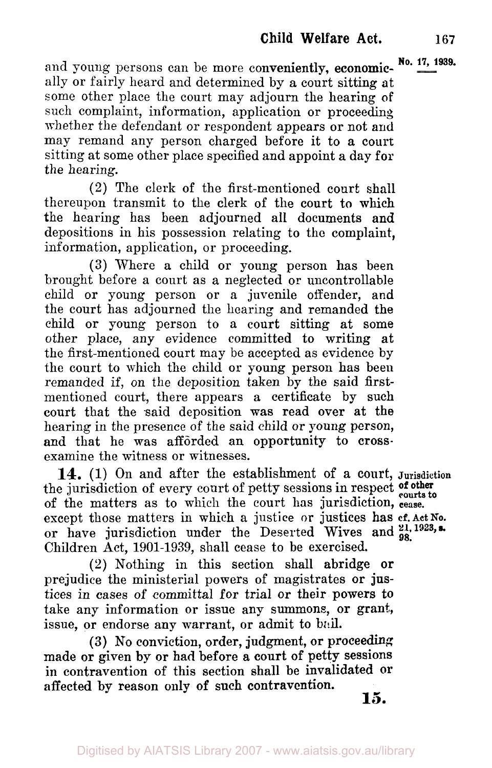and young persons can be more conveniently, economically or fairly heard and determined by a court sitting at some other place the court may adjourn the hearing of such complaint, information, application or proceeding whether the defendant or respondent appears or not and may remand any person charged before it to a court sitting at some other place specified and appoint a day for the hearing.

(2) The clerk of the first-mentioned court shall thereupon transmit to the clerk of the court to which the hearing has been adjourned all documents and depositions in his possession relating to the complaint, information, application, or proceeding.

(3) Where a child or young person has been brought before a court as a neglected or uncontrollable child or young person or a juvenile offender, and the court has adjourned the hearing and remanded the child or young person to a court sitting at some other place, any evidence committed to writing at the first-mentioned court may be accepted as evidence by the court to which the child or young person has been remanded if, on the deposition taken by the said first-mentioned court, there appears a certificate by such court that the said deposition was read over at the hearing in the presence of the said child or young person, and that he was afforded an opportunity to cross-examine the witness or witnesses.

**Jurisdiction of other courts to cease.**

cf. Act No. 21, 1923, s. 98.

**14.** (1) On and after the establishment of a court, the jurisdiction of every court of petty sessions in respect of the matters as to which the court has jurisdiction, except those matters in which a justice or justices has or have jurisdiction under the Deserted Wives and Children Act, 1901-1939, shall cease to be exercised.

(2) Nothing in this section shall abridge or prejudice the ministerial powers of magistrates or justices in cases of committal for trial or their powers to take any information or issue any summons, or grant, issue, or endorse any warrant, or admit to bail.

(3) No conviction, order, judgment, or proceeding made or given by or had before a court of petty sessions in contravention of this section shall be invalidated or affected by reason only of such contravention.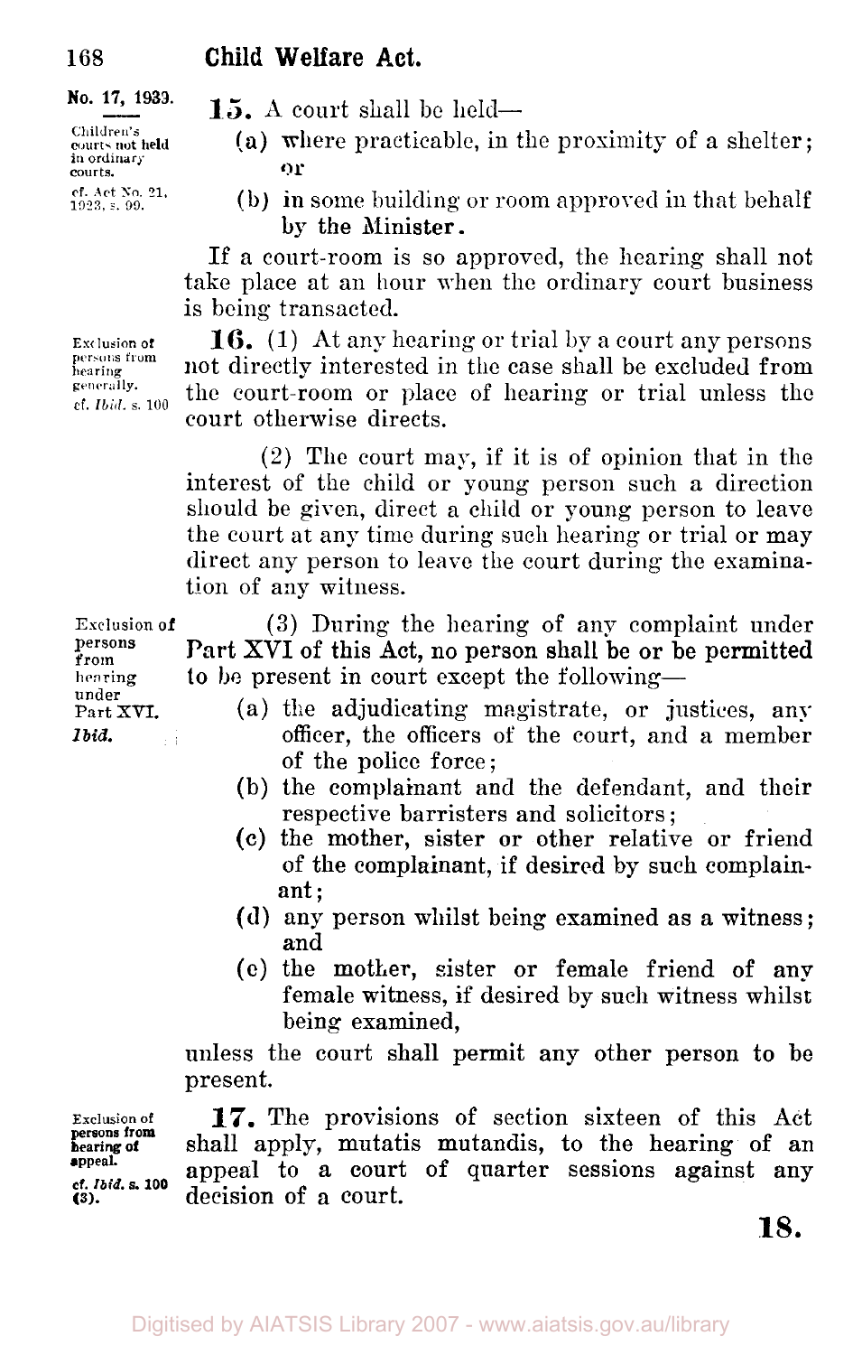No. 17, 1939.

Children's courts not held in ordinary courts.
cf. Act No. 21, 1923, s. 99.

**15.** A court shall be held—

(a) where practicable, in the proximity of a shelter; or

(b) in some building or room approved in that behalf by the Minister.

If a court-room is so approved, the hearing shall not take place at an hour when the ordinary court business is being transacted.

Exclusion of persons from hearing generally.
cf. *Ibid.* s. 100

**16.** (1) At any hearing or trial by a court any persons not directly interested in the case shall be excluded from the court-room or place of hearing or trial unless the court otherwise directs.

(2) The court may, if it is of opinion that in the interest of the child or young person such a direction should be given, direct a child or young person to leave the court at any time during such hearing or trial or may direct any person to leave the court during the examination of any witness.

Exclusion of persons from hearing under Part XVI.
*Ibid.*

(3) During the hearing of any complaint under Part XVI of this Act, no person shall be or be permitted to be present in court except the following—

(a) the adjudicating magistrate, or justices, any officer, the officers of the court, and a member of the police force;

(b) the complainant and the defendant, and their respective barristers and solicitors;

(c) the mother, sister or other relative or friend of the complainant, if desired by such complainant;

(d) any person whilst being examined as a witness; and

(e) the mother, sister or female friend of any female witness, if desired by such witness whilst being examined,

unless the court shall permit any other person to be present.

Exclusion of persons from hearing of appeal.
cf. *Ibid.* s. 100 (3).

**17.** The provisions of section sixteen of this Act shall apply, mutatis mutandis, to the hearing of an appeal to a court of quarter sessions against any decision of a court.

**18.**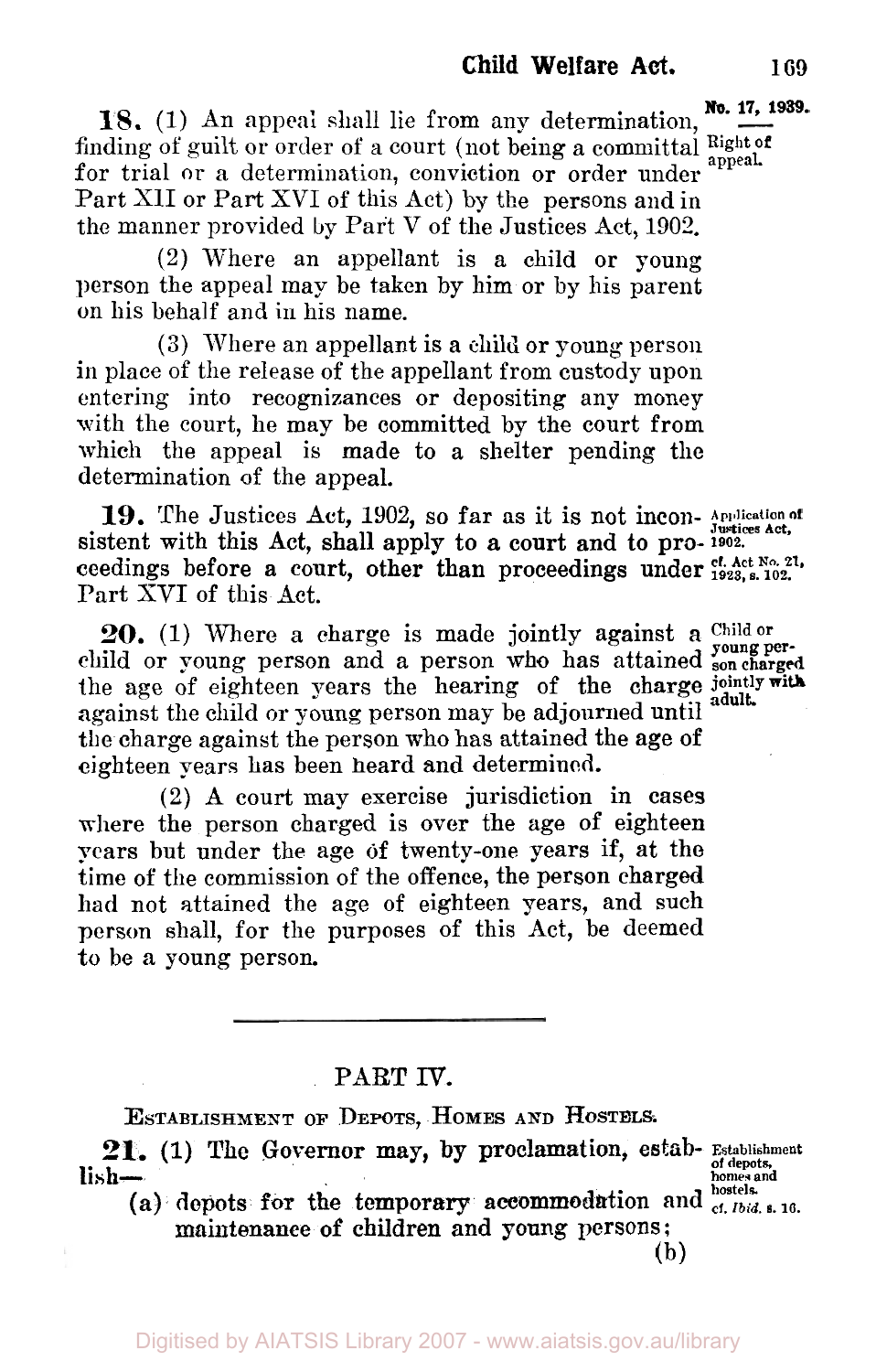**18.** (1) An appeal shall lie from any determination, finding of guilt or order of a court (not being a committal for trial or a determination, conviction or order under Part XII or Part XVI of this Act) by the persons and in the manner provided by Part V of the Justices Act, 1902.

No. 17, 1939.

Right of appeal.

(2) Where an appellant is a child or young person the appeal may be taken by him or by his parent on his behalf and in his name.

(3) Where an appellant is a child or young person in place of the release of the appellant from custody upon entering into recognizances or depositing any money with the court, he may be committed by the court from which the appeal is made to a shelter pending the determination of the appeal.

**19.** The Justices Act, 1902, so far as it is not inconsistent with this Act, shall apply to a court and to proceedings before a court, other than proceedings under Part XVI of this Act.

Application of Justices Act, 1902. cf. Act No. 21, 1923, s. 102.

**20.** (1) Where a charge is made jointly against a child or young person and a person who has attained the age of eighteen years the hearing of the charge against the child or young person may be adjourned until the charge against the person who has attained the age of eighteen years has been heard and determined.

Child or young person charged jointly with adult.

(2) A court may exercise jurisdiction in cases where the person charged is over the age of eighteen years but under the age of twenty-one years if, at the time of the commission of the offence, the person charged had not attained the age of eighteen years, and such person shall, for the purposes of this Act, be deemed to be a young person.

## PART IV.

### ESTABLISHMENT OF DEPOTS, HOMES AND HOSTELS.

**21.** (1) The Governor may, by proclamation, establish—

Establishment of depots, homes and hostels. cf. *Ibid.* s. 16.

(a) depots for the temporary accommodation and maintenance of children and young persons;

(b)